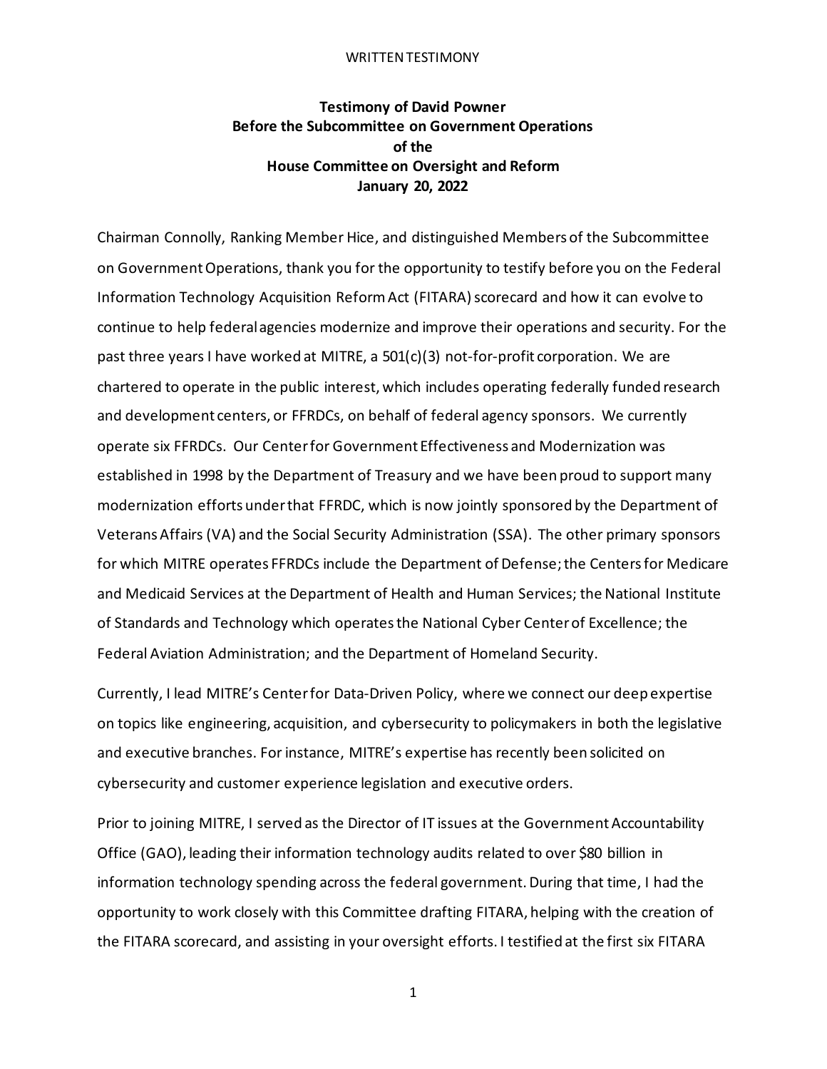**Testimony of David Powner**
**Before the Subcommittee on Government Operations**
**of the**
**House Committee on Oversight and Reform**
**January 20, 2022**

Chairman Connolly, Ranking Member Hice, and distinguished Members of the Subcommittee on Government Operations, thank you for the opportunity to testify before you on the Federal Information Technology Acquisition Reform Act (FITARA) scorecard and how it can evolve to continue to help federal agencies modernize and improve their operations and security. For the past three years I have worked at MITRE, a 501(c)(3) not-for-profit corporation. We are chartered to operate in the public interest, which includes operating federally funded research and development centers, or FFRDCs, on behalf of federal agency sponsors. We currently operate six FFRDCs. Our Center for Government Effectiveness and Modernization was established in 1998 by the Department of Treasury and we have been proud to support many modernization efforts under that FFRDC, which is now jointly sponsored by the Department of Veterans Affairs (VA) and the Social Security Administration (SSA). The other primary sponsors for which MITRE operates FFRDCs include the Department of Defense; the Centers for Medicare and Medicaid Services at the Department of Health and Human Services; the National Institute of Standards and Technology which operates the National Cyber Center of Excellence; the Federal Aviation Administration; and the Department of Homeland Security.

Currently, I lead MITRE's Center for Data-Driven Policy, where we connect our deep expertise on topics like engineering, acquisition, and cybersecurity to policymakers in both the legislative and executive branches. For instance, MITRE's expertise has recently been solicited on cybersecurity and customer experience legislation and executive orders.

Prior to joining MITRE, I served as the Director of IT issues at the Government Accountability Office (GAO), leading their information technology audits related to over $80 billion in information technology spending across the federal government. During that time, I had the opportunity to work closely with this Committee drafting FITARA, helping with the creation of the FITARA scorecard, and assisting in your oversight efforts. I testified at the first six FITARA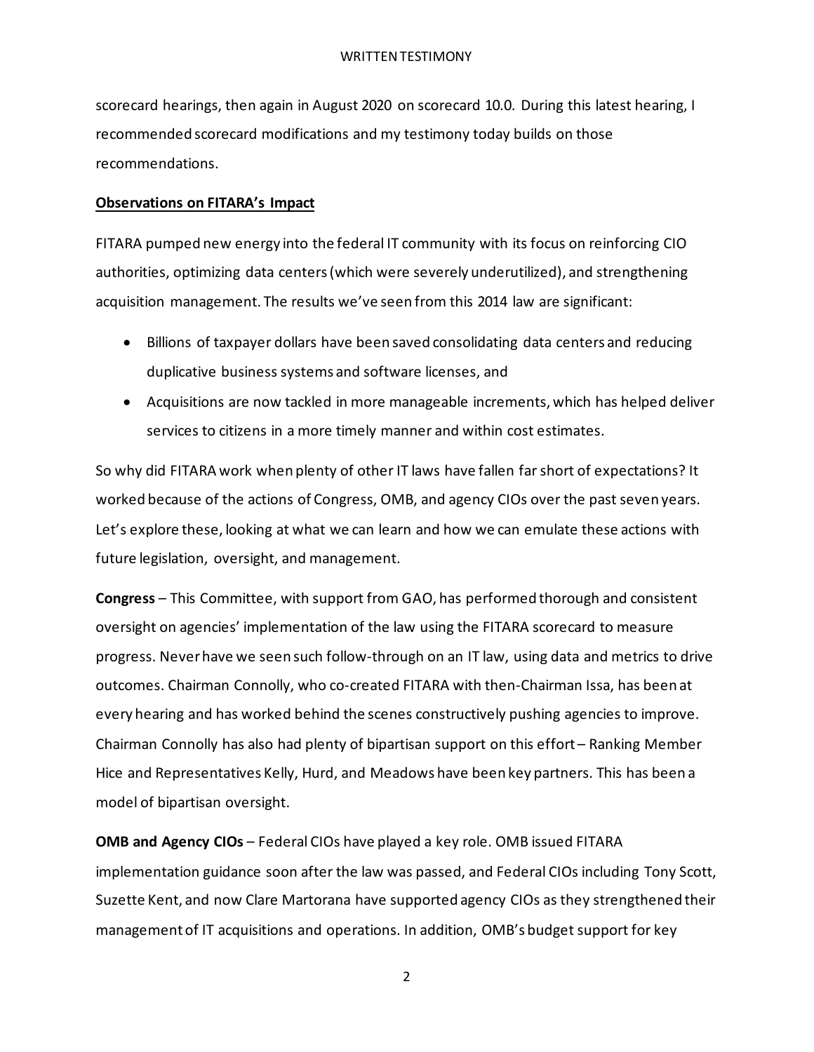scorecard hearings, then again in August 2020 on scorecard 10.0. During this latest hearing, I recommended scorecard modifications and my testimony today builds on those recommendations.

**Observations on FITARA's Impact**

FITARA pumped new energy into the federal IT community with its focus on reinforcing CIO authorities, optimizing data centers (which were severely underutilized), and strengthening acquisition management. The results we've seen from this 2014 law are significant:

- Billions of taxpayer dollars have been saved consolidating data centers and reducing duplicative business systems and software licenses, and
- Acquisitions are now tackled in more manageable increments, which has helped deliver services to citizens in a more timely manner and within cost estimates.

So why did FITARA work when plenty of other IT laws have fallen far short of expectations? It worked because of the actions of Congress, OMB, and agency CIOs over the past seven years. Let's explore these, looking at what we can learn and how we can emulate these actions with future legislation, oversight, and management.

**Congress** – This Committee, with support from GAO, has performed thorough and consistent oversight on agencies' implementation of the law using the FITARA scorecard to measure progress. Never have we seen such follow-through on an IT law, using data and metrics to drive outcomes. Chairman Connolly, who co-created FITARA with then-Chairman Issa, has been at every hearing and has worked behind the scenes constructively pushing agencies to improve. Chairman Connolly has also had plenty of bipartisan support on this effort – Ranking Member Hice and Representatives Kelly, Hurd, and Meadows have been key partners. This has been a model of bipartisan oversight.

**OMB and Agency CIOs** – Federal CIOs have played a key role. OMB issued FITARA implementation guidance soon after the law was passed, and Federal CIOs including Tony Scott, Suzette Kent, and now Clare Martorana have supported agency CIOs as they strengthened their management of IT acquisitions and operations. In addition, OMB's budget support for key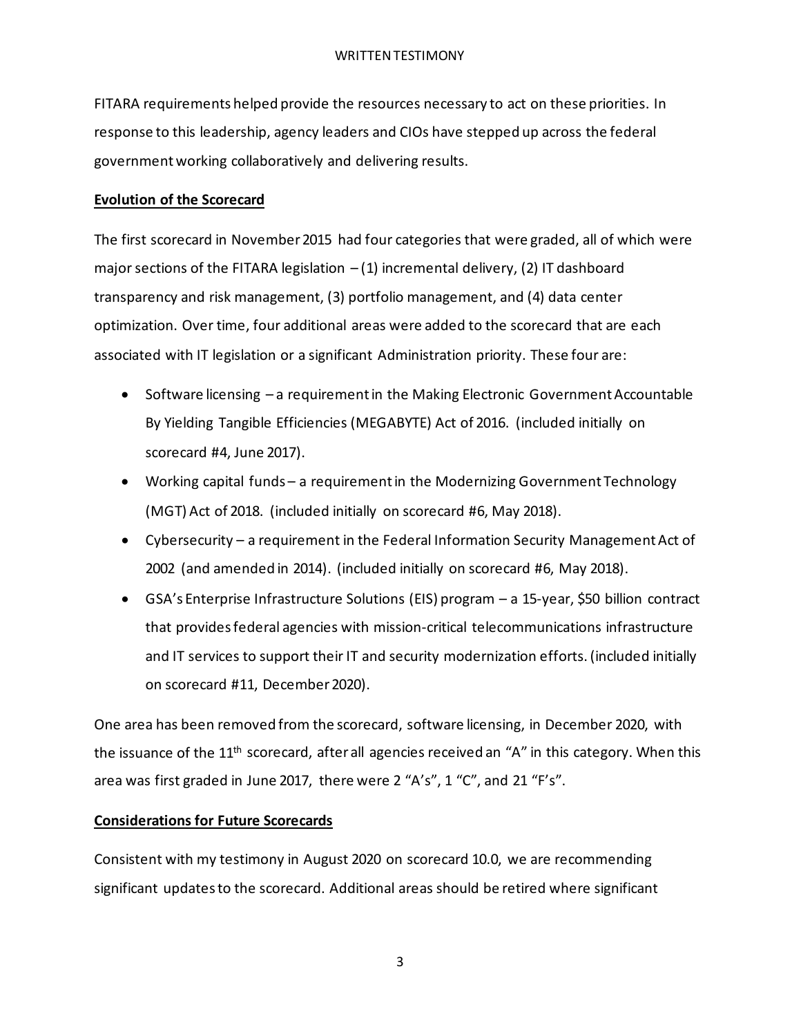FITARA requirements helped provide the resources necessary to act on these priorities. In response to this leadership, agency leaders and CIOs have stepped up across the federal government working collaboratively and delivering results.

**Evolution of the Scorecard**

The first scorecard in November 2015 had four categories that were graded, all of which were major sections of the FITARA legislation – (1) incremental delivery, (2) IT dashboard transparency and risk management, (3) portfolio management, and (4) data center optimization. Over time, four additional areas were added to the scorecard that are each associated with IT legislation or a significant Administration priority. These four are:

- Software licensing – a requirement in the Making Electronic Government Accountable By Yielding Tangible Efficiencies (MEGABYTE) Act of 2016. (included initially on scorecard #4, June 2017).
- Working capital funds – a requirement in the Modernizing Government Technology (MGT) Act of 2018. (included initially on scorecard #6, May 2018).
- Cybersecurity – a requirement in the Federal Information Security Management Act of 2002 (and amended in 2014). (included initially on scorecard #6, May 2018).
- GSA's Enterprise Infrastructure Solutions (EIS) program – a 15-year, $50 billion contract that provides federal agencies with mission-critical telecommunications infrastructure and IT services to support their IT and security modernization efforts. (included initially on scorecard #11, December 2020).

One area has been removed from the scorecard, software licensing, in December 2020, with the issuance of the 11th scorecard, after all agencies received an "A" in this category. When this area was first graded in June 2017, there were 2 "A's", 1 "C", and 21 "F's".

**Considerations for Future Scorecards**

Consistent with my testimony in August 2020 on scorecard 10.0, we are recommending significant updates to the scorecard. Additional areas should be retired where significant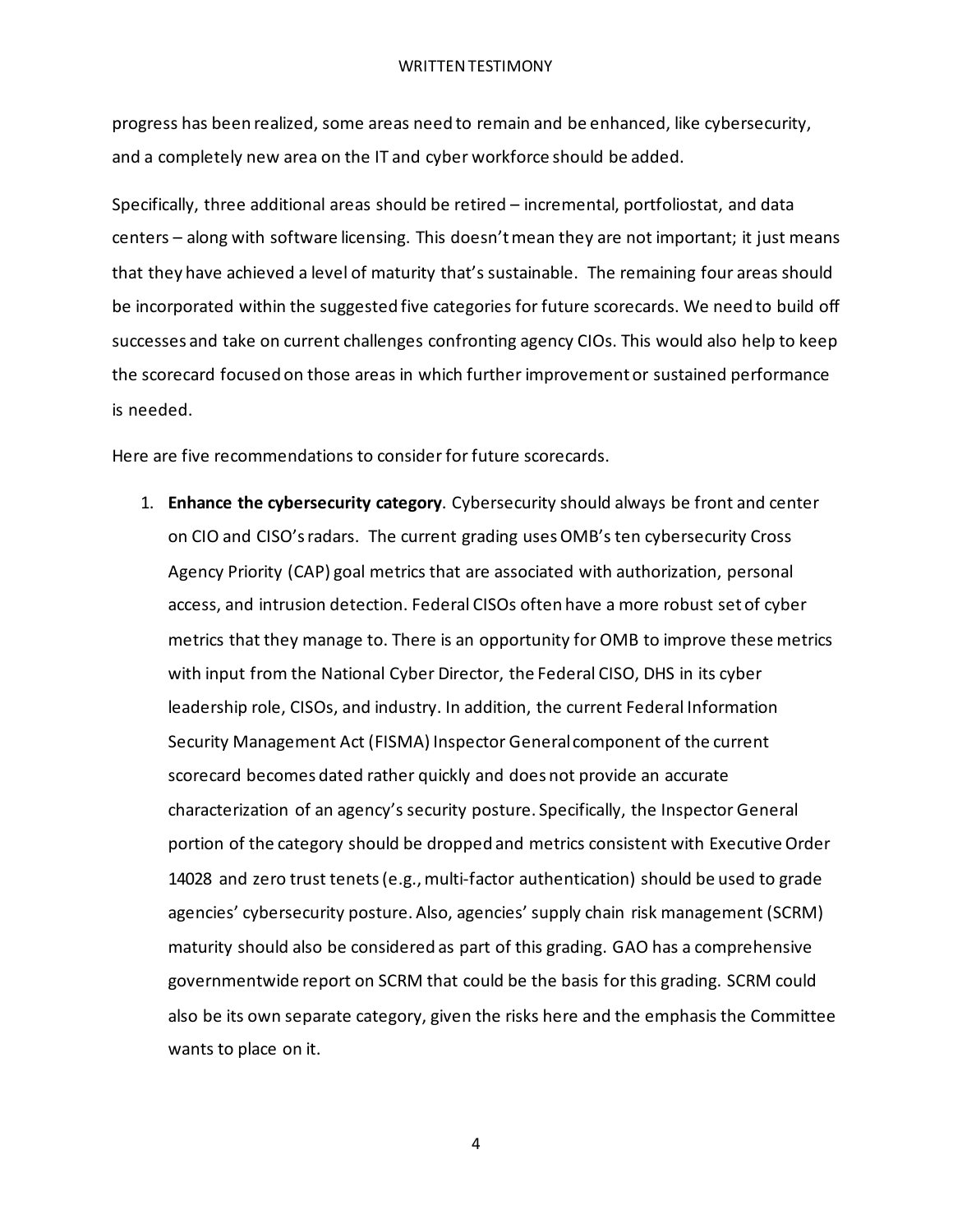progress has been realized, some areas need to remain and be enhanced, like cybersecurity, and a completely new area on the IT and cyber workforce should be added.

Specifically, three additional areas should be retired – incremental, portfoliostat, and data centers – along with software licensing. This doesn't mean they are not important; it just means that they have achieved a level of maturity that's sustainable. The remaining four areas should be incorporated within the suggested five categories for future scorecards. We need to build off successes and take on current challenges confronting agency CIOs. This would also help to keep the scorecard focused on those areas in which further improvement or sustained performance is needed.

Here are five recommendations to consider for future scorecards.

1. **Enhance the cybersecurity category**. Cybersecurity should always be front and center on CIO and CISO's radars. The current grading uses OMB's ten cybersecurity Cross Agency Priority (CAP) goal metrics that are associated with authorization, personal access, and intrusion detection. Federal CISOs often have a more robust set of cyber metrics that they manage to. There is an opportunity for OMB to improve these metrics with input from the National Cyber Director, the Federal CISO, DHS in its cyber leadership role, CISOs, and industry. In addition, the current Federal Information Security Management Act (FISMA) Inspector General component of the current scorecard becomes dated rather quickly and does not provide an accurate characterization of an agency's security posture. Specifically, the Inspector General portion of the category should be dropped and metrics consistent with Executive Order 14028 and zero trust tenets (e.g., multi-factor authentication) should be used to grade agencies' cybersecurity posture. Also, agencies' supply chain risk management (SCRM) maturity should also be considered as part of this grading. GAO has a comprehensive governmentwide report on SCRM that could be the basis for this grading. SCRM could also be its own separate category, given the risks here and the emphasis the Committee wants to place on it.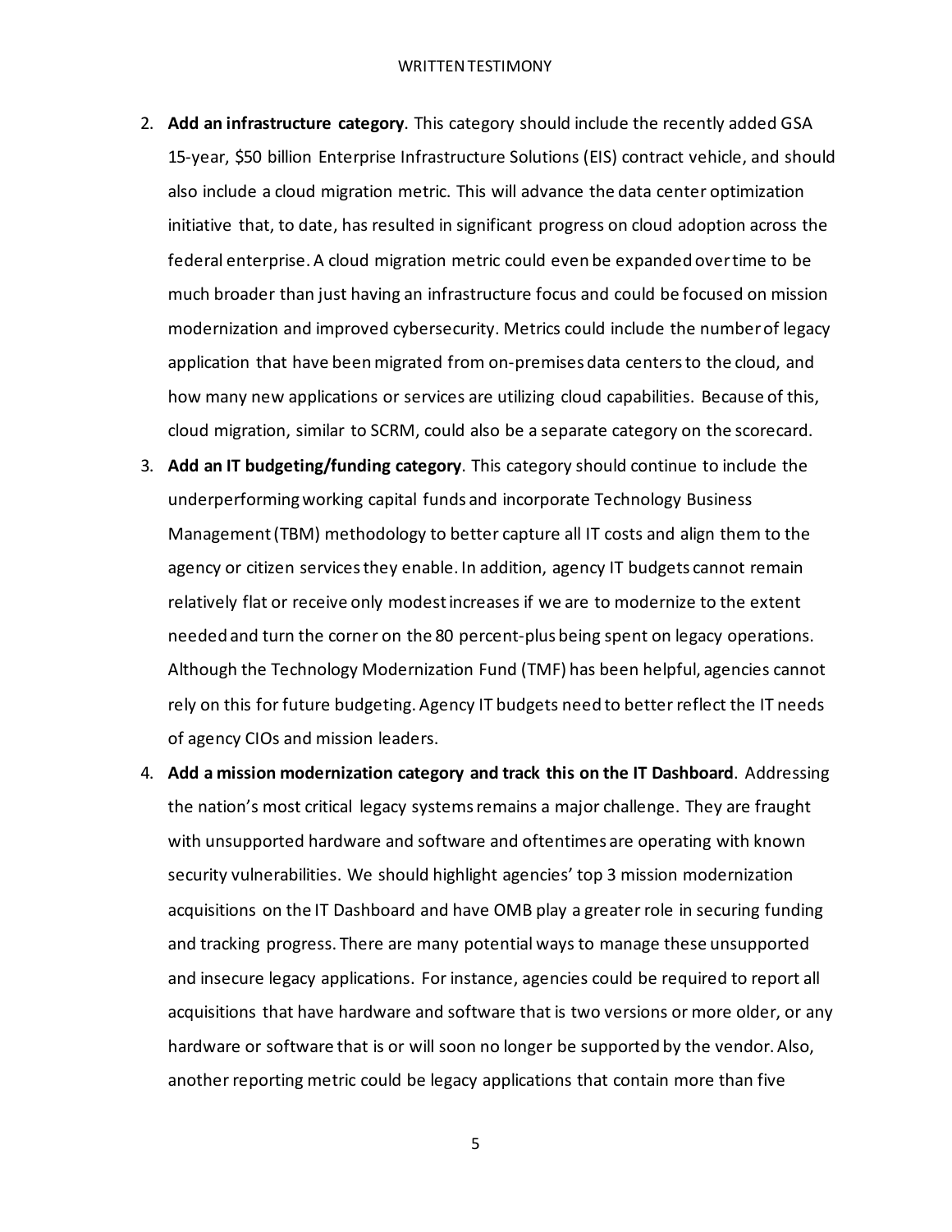2. **Add an infrastructure category**. This category should include the recently added GSA 15-year, $50 billion Enterprise Infrastructure Solutions (EIS) contract vehicle, and should also include a cloud migration metric. This will advance the data center optimization initiative that, to date, has resulted in significant progress on cloud adoption across the federal enterprise. A cloud migration metric could even be expanded over time to be much broader than just having an infrastructure focus and could be focused on mission modernization and improved cybersecurity. Metrics could include the number of legacy application that have been migrated from on-premises data centers to the cloud, and how many new applications or services are utilizing cloud capabilities. Because of this, cloud migration, similar to SCRM, could also be a separate category on the scorecard.
3. **Add an IT budgeting/funding category**. This category should continue to include the underperforming working capital funds and incorporate Technology Business Management (TBM) methodology to better capture all IT costs and align them to the agency or citizen services they enable. In addition, agency IT budgets cannot remain relatively flat or receive only modest increases if we are to modernize to the extent needed and turn the corner on the 80 percent-plus being spent on legacy operations. Although the Technology Modernization Fund (TMF) has been helpful, agencies cannot rely on this for future budgeting. Agency IT budgets need to better reflect the IT needs of agency CIOs and mission leaders.
4. **Add a mission modernization category and track this on the IT Dashboard**. Addressing the nation's most critical legacy systems remains a major challenge. They are fraught with unsupported hardware and software and oftentimes are operating with known security vulnerabilities. We should highlight agencies' top 3 mission modernization acquisitions on the IT Dashboard and have OMB play a greater role in securing funding and tracking progress. There are many potential ways to manage these unsupported and insecure legacy applications. For instance, agencies could be required to report all acquisitions that have hardware and software that is two versions or more older, or any hardware or software that is or will soon no longer be supported by the vendor. Also, another reporting metric could be legacy applications that contain more than five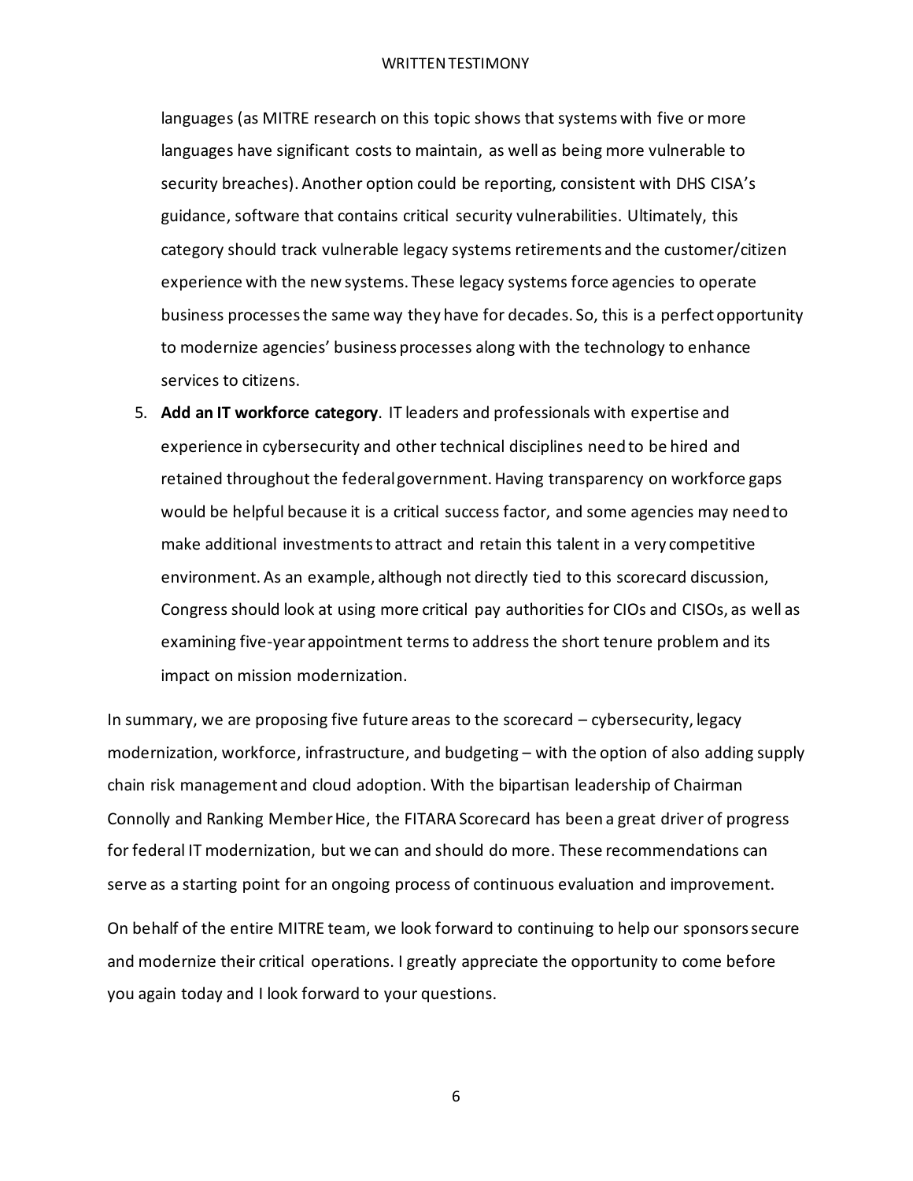languages (as MITRE research on this topic shows that systems with five or more languages have significant costs to maintain, as well as being more vulnerable to security breaches). Another option could be reporting, consistent with DHS CISA's guidance, software that contains critical security vulnerabilities. Ultimately, this category should track vulnerable legacy systems retirements and the customer/citizen experience with the new systems. These legacy systems force agencies to operate business processes the same way they have for decades. So, this is a perfect opportunity to modernize agencies' business processes along with the technology to enhance services to citizens.

5. **Add an IT workforce category**. IT leaders and professionals with expertise and experience in cybersecurity and other technical disciplines need to be hired and retained throughout the federal government. Having transparency on workforce gaps would be helpful because it is a critical success factor, and some agencies may need to make additional investments to attract and retain this talent in a very competitive environment. As an example, although not directly tied to this scorecard discussion, Congress should look at using more critical pay authorities for CIOs and CISOs, as well as examining five-year appointment terms to address the short tenure problem and its impact on mission modernization.

In summary, we are proposing five future areas to the scorecard – cybersecurity, legacy modernization, workforce, infrastructure, and budgeting – with the option of also adding supply chain risk management and cloud adoption. With the bipartisan leadership of Chairman Connolly and Ranking Member Hice, the FITARA Scorecard has been a great driver of progress for federal IT modernization, but we can and should do more. These recommendations can serve as a starting point for an ongoing process of continuous evaluation and improvement.

On behalf of the entire MITRE team, we look forward to continuing to help our sponsors secure and modernize their critical operations. I greatly appreciate the opportunity to come before you again today and I look forward to your questions.